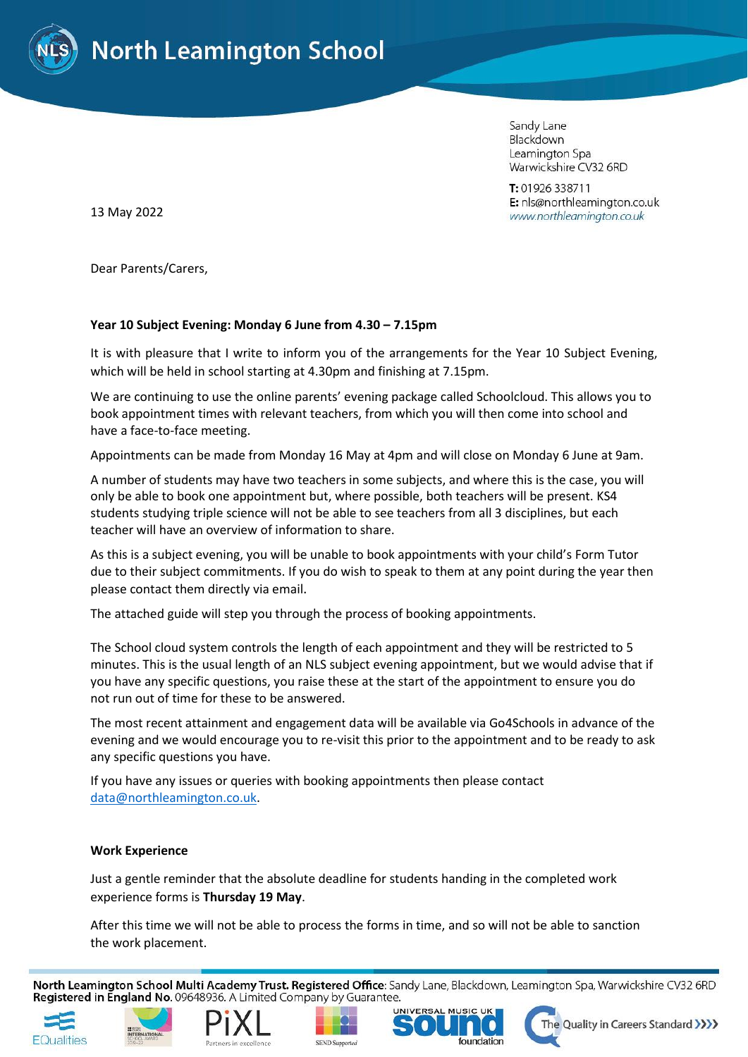# North Leamington School

Sandy Lane
Blackdown
Leamington Spa
Warwickshire CV32 6RD

**T:** 01926 338711
**E:** nls@northleamington.co.uk
www.northleamington.co.uk

13 May 2022

Dear Parents/Carers,

**Year 10 Subject Evening: Monday 6 June from 4.30 – 7.15pm**

It is with pleasure that I write to inform you of the arrangements for the Year 10 Subject Evening, which will be held in school starting at 4.30pm and finishing at 7.15pm.

We are continuing to use the online parents' evening package called Schoolcloud. This allows you to book appointment times with relevant teachers, from which you will then come into school and have a face-to-face meeting.

Appointments can be made from Monday 16 May at 4pm and will close on Monday 6 June at 9am.

A number of students may have two teachers in some subjects, and where this is the case, you will only be able to book one appointment but, where possible, both teachers will be present. KS4 students studying triple science will not be able to see teachers from all 3 disciplines, but each teacher will have an overview of information to share.

As this is a subject evening, you will be unable to book appointments with your child's Form Tutor due to their subject commitments. If you do wish to speak to them at any point during the year then please contact them directly via email.

The attached guide will step you through the process of booking appointments.

The School cloud system controls the length of each appointment and they will be restricted to 5 minutes. This is the usual length of an NLS subject evening appointment, but we would advise that if you have any specific questions, you raise these at the start of the appointment to ensure you do not run out of time for these to be answered.

The most recent attainment and engagement data will be available via Go4Schools in advance of the evening and we would encourage you to re-visit this prior to the appointment and to be ready to ask any specific questions you have.

If you have any issues or queries with booking appointments then please contact data@northleamington.co.uk.

**Work Experience**

Just a gentle reminder that the absolute deadline for students handing in the completed work experience forms is **Thursday 19 May**.

After this time we will not be able to process the forms in time, and so will not be able to sanction the work placement.

**North Leamington School Multi Academy Trust. Registered Office**: Sandy Lane, Blackdown, Leamington Spa, Warwickshire CV32 6RD
**Registered in England No.** 09648936. A Limited Company by Guarantee.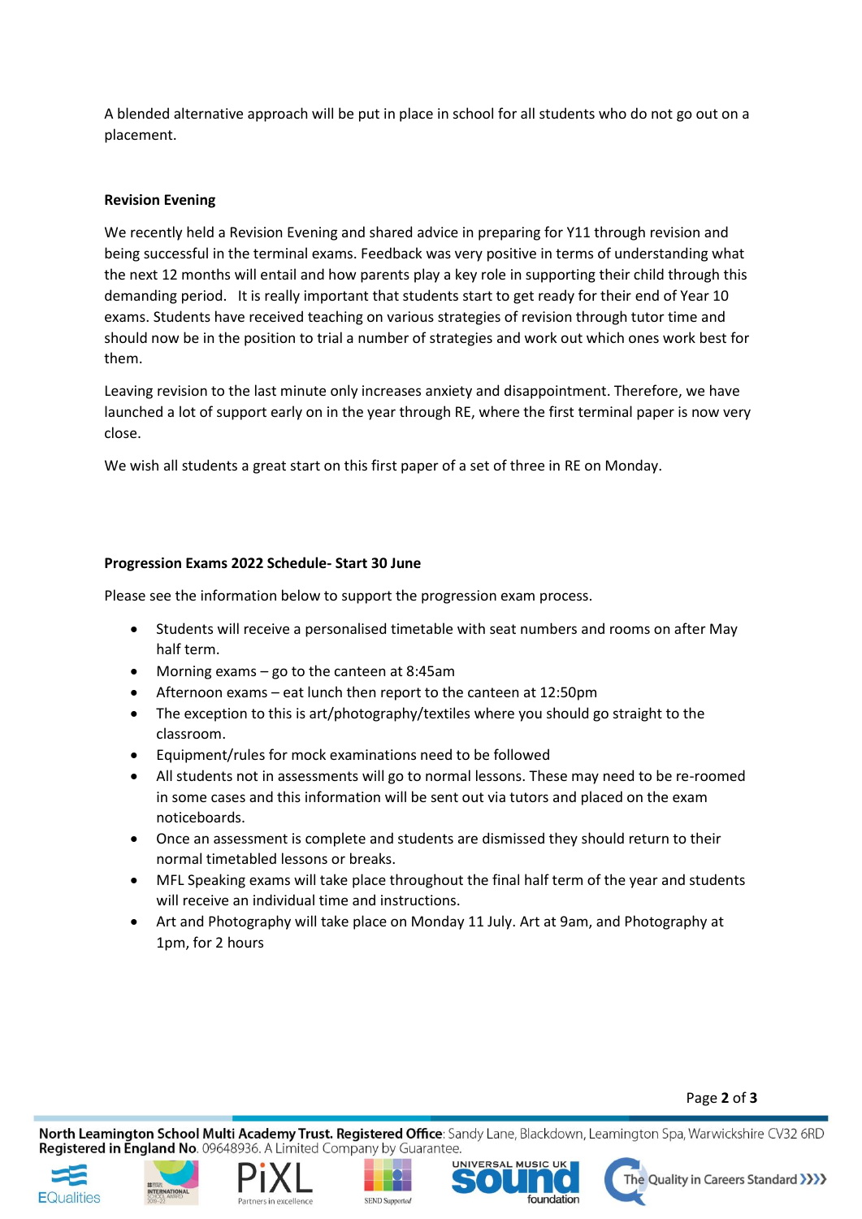A blended alternative approach will be put in place in school for all students who do not go out on a placement.

**Revision Evening**

We recently held a Revision Evening and shared advice in preparing for Y11 through revision and being successful in the terminal exams. Feedback was very positive in terms of understanding what the next 12 months will entail and how parents play a key role in supporting their child through this demanding period. It is really important that students start to get ready for their end of Year 10 exams. Students have received teaching on various strategies of revision through tutor time and should now be in the position to trial a number of strategies and work out which ones work best for them.

Leaving revision to the last minute only increases anxiety and disappointment. Therefore, we have launched a lot of support early on in the year through RE, where the first terminal paper is now very close.

We wish all students a great start on this first paper of a set of three in RE on Monday.

**Progression Exams 2022 Schedule- Start 30 June**

Please see the information below to support the progression exam process.

- Students will receive a personalised timetable with seat numbers and rooms on after May half term.
- Morning exams – go to the canteen at 8:45am
- Afternoon exams – eat lunch then report to the canteen at 12:50pm
- The exception to this is art/photography/textiles where you should go straight to the classroom.
- Equipment/rules for mock examinations need to be followed
- All students not in assessments will go to normal lessons. These may need to be re-roomed in some cases and this information will be sent out via tutors and placed on the exam noticeboards.
- Once an assessment is complete and students are dismissed they should return to their normal timetabled lessons or breaks.
- MFL Speaking exams will take place throughout the final half term of the year and students will receive an individual time and instructions.
- Art and Photography will take place on Monday 11 July. Art at 9am, and Photography at 1pm, for 2 hours

**North Leamington School Multi Academy Trust. Registered Office**: Sandy Lane, Blackdown, Leamington Spa, Warwickshire CV32 6RD
**Registered in England No**. 09648936. A Limited Company by Guarantee.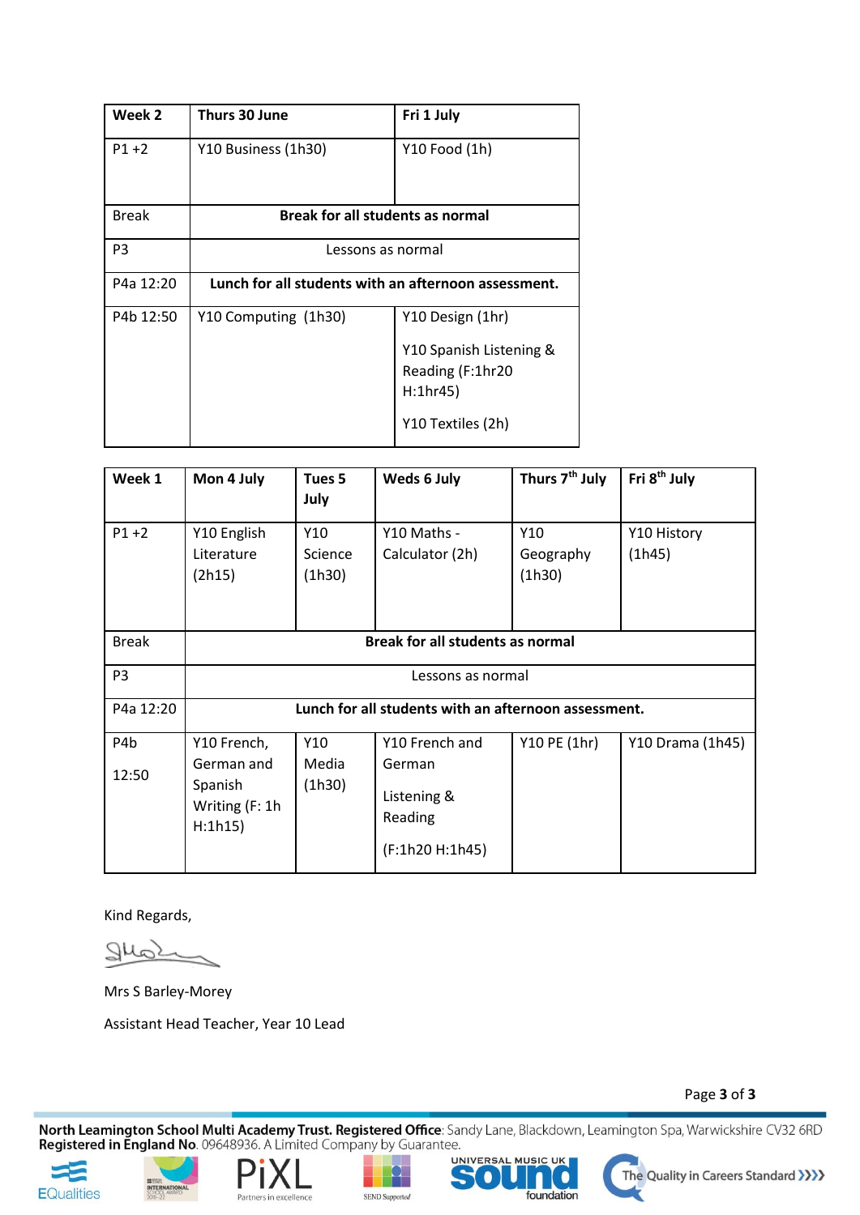| Week 2 | Thurs 30 June | Fri 1 July |
|---|---|---|
| P1 +2 | Y10 Business (1h30) | Y10 Food (1h) |
| Break | **Break for all students as normal** | |
| P3 | Lessons as normal | |
| P4a 12:20 | **Lunch for all students with an afternoon assessment.** | |
| P4b 12:50 | Y10 Computing (1h30) | Y10 Design (1hr)<br><br>Y10 Spanish Listening & Reading (F:1hr20 H:1hr45)<br><br>Y10 Textiles (2h) |

| Week 1 | Mon 4 July | Tues 5 July | Weds 6 July | Thurs 7th July | Fri 8th July |
|---|---|---|---|---|---|
| P1 +2 | Y10 English Literature (2h15) | Y10 Science (1h30) | Y10 Maths - Calculator (2h) | Y10 Geography (1h30) | Y10 History (1h45) |
| Break | **Break for all students as normal** | | | | |
| P3 | Lessons as normal | | | | |
| P4a 12:20 | **Lunch for all students with an afternoon assessment.** | | | | |
| P4b 12:50 | Y10 French, German and Spanish Writing (F: 1h H:1h15) | Y10 Media (1h30) | Y10 French and German<br><br>Listening & Reading<br><br>(F:1h20 H:1h45) | Y10 PE (1hr) | Y10 Drama (1h45) |

Kind Regards,

Mrs S Barley-Morey

Assistant Head Teacher, Year 10 Lead

**North Leamington School Multi Academy Trust. Registered Office**: Sandy Lane, Blackdown, Leamington Spa, Warwickshire CV32 6RD
**Registered in England No**. 09648936. A Limited Company by Guarantee.